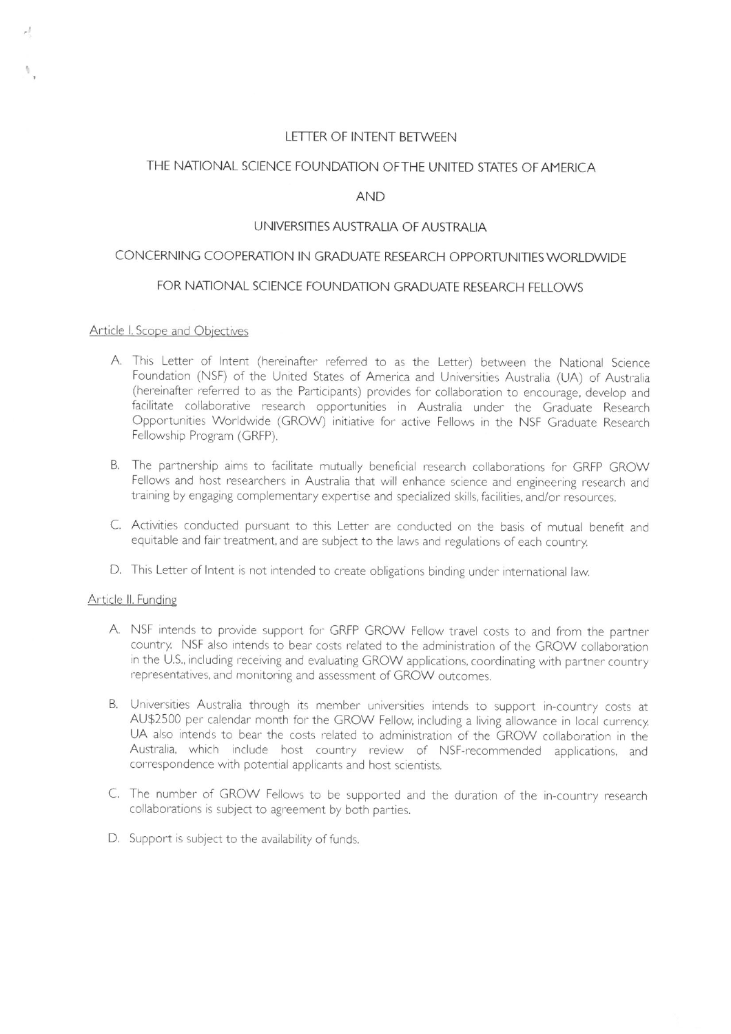# LETTER OF INTENT BETWEEN

# THE NATIONAL SCIENCE FOUNDATION OF THE UNITED STATES OF AMERICA

# AND

# UNIVERSITIES AUSTRALIA OF AUSTRALIA

# CONCERNING COOPERATION IN GRADUATE RESEARCH OPPORTUNITIES WORLDWIDE

# FOR NATIONAL SCIENCE FOUNDATION GRADUATE RESEARCH FELLOWS

## Article I. Scope and Objectives

A. This Letter of Intent (hereinafter referred to as the Letter) between the National Science Foundation (NSF) of the United States of America and Universities Australia (UA) of Australia (hereinafter referred to as the Participants) provides for collaboration to encourage, develop and facilitate collaborative research opportunities in Australia under the Graduate Research Opportunities Worldwide (GROW) initiative for active Fellows in the NSF Graduate Research Fellowship Program (GRFP).

B. The partnership aims to facilitate mutually beneficial research collaborations for GRFP GROW Fellows and host researchers in Australia that will enhance science and engineering research and training by engaging complementary expertise and specialized skills, facilities, and/or resources.

C. Activities conducted pursuant to this Letter are conducted on the basis of mutual benefit and equitable and fair treatment, and are subject to the laws and regulations of each country.

D. This Letter of Intent is not intended to create obligations binding under international law.

## Article II. Funding

A. NSF intends to provide support for GRFP GROW Fellow travel costs to and from the partner country. NSF also intends to bear costs related to the administration of the GROW collaboration in the U.S., including receiving and evaluating GROW applications, coordinating with partner country representatives, and monitoring and assessment of GROW outcomes.

B. Universities Australia through its member universities intends to support in-country costs at AU$2500 per calendar month for the GROW Fellow, including a living allowance in local currency. UA also intends to bear the costs related to administration of the GROW collaboration in the Australia, which include host country review of NSF-recommended applications, and correspondence with potential applicants and host scientists.

C. The number of GROW Fellows to be supported and the duration of the in-country research collaborations is subject to agreement by both parties.

D. Support is subject to the availability of funds.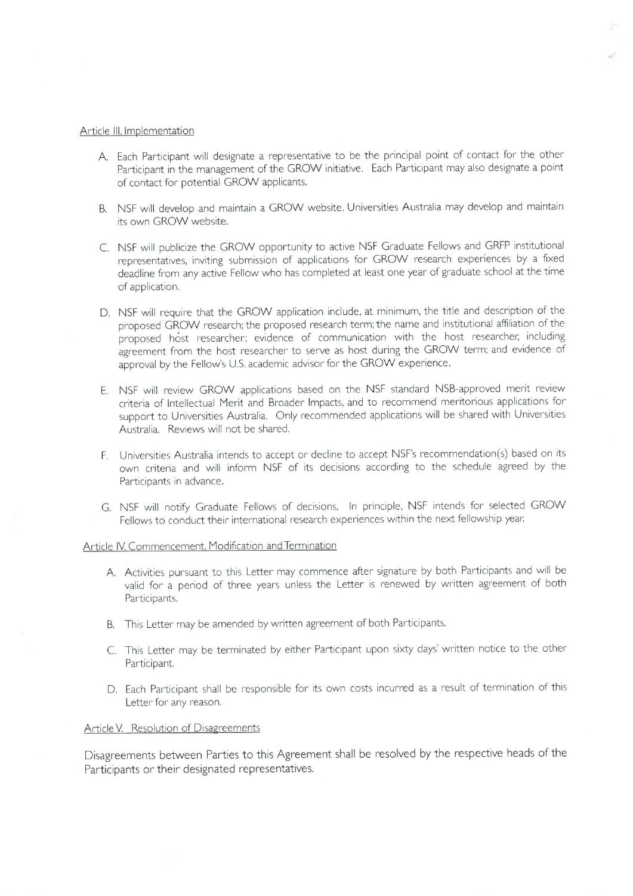Article III. Implementation

A. Each Participant will designate a representative to be the principal point of contact for the other Participant in the management of the GROW initiative. Each Participant may also designate a point of contact for potential GROW applicants.

B. NSF will develop and maintain a GROW website. Universities Australia may develop and maintain its own GROW website.

C. NSF will publicize the GROW opportunity to active NSF Graduate Fellows and GRFP institutional representatives, inviting submission of applications for GROW research experiences by a fixed deadline from any active Fellow who has completed at least one year of graduate school at the time of application.

D. NSF will require that the GROW application include, at minimum, the title and description of the proposed GROW research; the proposed research term; the name and institutional affiliation of the proposed host researcher; evidence of communication with the host researcher, including agreement from the host researcher to serve as host during the GROW term; and evidence of approval by the Fellow's U.S. academic advisor for the GROW experience.

E. NSF will review GROW applications based on the NSF standard NSB-approved merit review criteria of Intellectual Merit and Broader Impacts, and to recommend meritorious applications for support to Universities Australia. Only recommended applications will be shared with Universities Australia. Reviews will not be shared.

F. Universities Australia intends to accept or decline to accept NSF's recommendation(s) based on its own criteria and will inform NSF of its decisions according to the schedule agreed by the Participants in advance.

G. NSF will notify Graduate Fellows of decisions. In principle, NSF intends for selected GROW Fellows to conduct their international research experiences within the next fellowship year.

Article IV. Commencement, Modification and Termination

A. Activities pursuant to this Letter may commence after signature by both Participants and will be valid for a period of three years unless the Letter is renewed by written agreement of both Participants.

B. This Letter may be amended by written agreement of both Participants.

C. This Letter may be terminated by either Participant upon sixty days' written notice to the other Participant.

D. Each Participant shall be responsible for its own costs incurred as a result of termination of this Letter for any reason.

Article V. Resolution of Disagreements

Disagreements between Parties to this Agreement shall be resolved by the respective heads of the Participants or their designated representatives.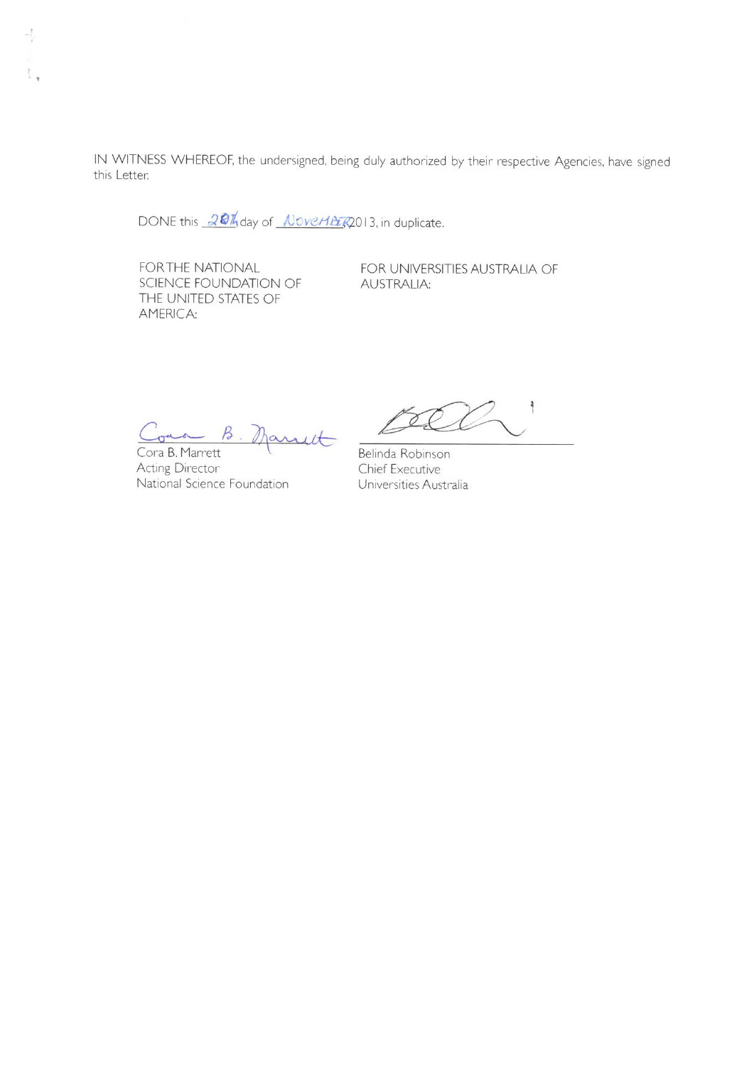IN WITNESS WHEREOF, the undersigned, being duly authorized by their respective Agencies, have signed this Letter.

DONE this 20th day of November 2013, in duplicate.

| | |
|---|---|
| FOR THE NATIONAL SCIENCE FOUNDATION OF THE UNITED STATES OF AMERICA: | FOR UNIVERSITIES AUSTRALIA OF AUSTRALIA: |
| Cora B. Marrett<br>Acting Director<br>National Science Foundation | Belinda Robinson<br>Chief Executive<br>Universities Australia |